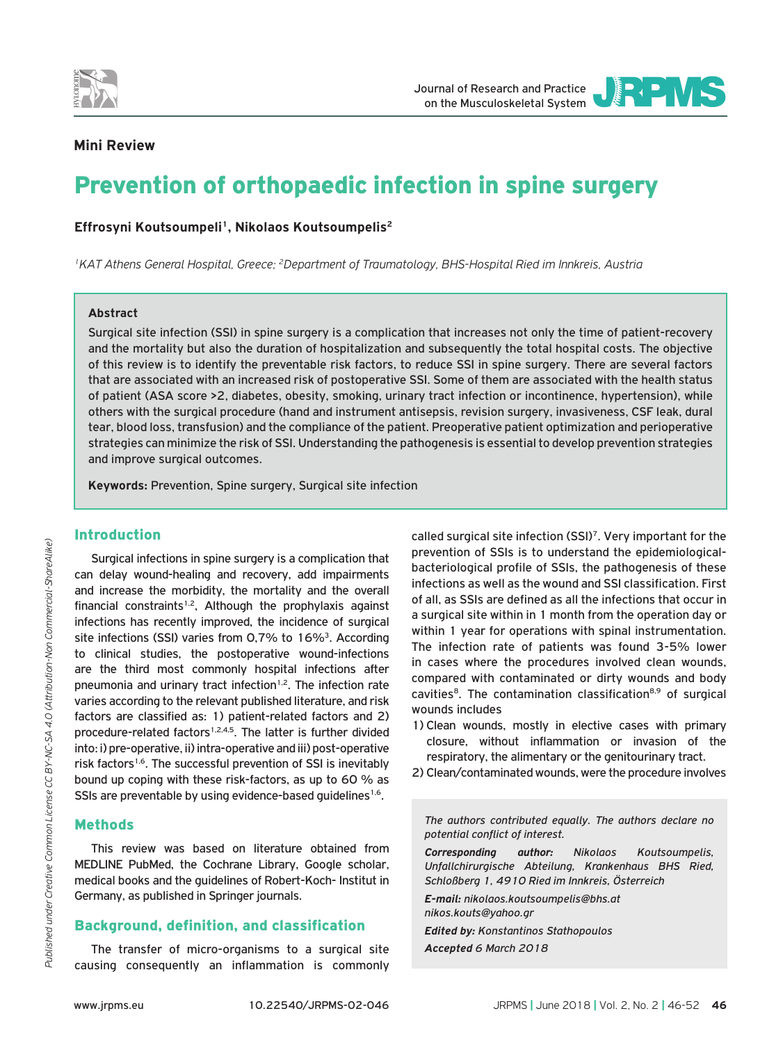**Mini Review**

# Prevention of orthopaedic infection in spine surgery

**Effrosyni Koutsoumpeli[1], Nikolaos Koutsoumpelis[2]**

*[1]KAT Athens General Hospital, Greece; [2]Department of Traumatology, BHS-Hospital Ried im Innkreis, Austria*

## Abstract

Surgical site infection (SSI) in spine surgery is a complication that increases not only the time of patient-recovery and the mortality but also the duration of hospitalization and subsequently the total hospital costs. The objective of this review is to identify the preventable risk factors, to reduce SSI in spine surgery. There are several factors that are associated with an increased risk of postoperative SSI. Some of them are associated with the health status of patient (ASA score >2, diabetes, obesity, smoking, urinary tract infection or incontinence, hypertension), while others with the surgical procedure (hand and instrument antisepsis, revision surgery, invasiveness, CSF leak, dural tear, blood loss, transfusion) and the compliance of the patient. Preoperative patient optimization and perioperative strategies can minimize the risk of SSI. Understanding the pathogenesis is essential to develop prevention strategies and improve surgical outcomes.

**Keywords:** Prevention, Spine surgery, Surgical site infection

## Introduction

Surgical infections in spine surgery is a complication that can delay wound-healing and recovery, add impairments and increase the morbidity, the mortality and the overall financial constraints[1,2]. Although the prophylaxis against infections has recently improved, the incidence of surgical site infections (SSI) varies from 0,7% to 16%[3]. According to clinical studies, the postoperative wound-infections are the third most commonly hospital infections after pneumonia and urinary tract infection[1,2]. The infection rate varies according to the relevant published literature, and risk factors are classified as: 1) patient-related factors and 2) procedure-related factors[1,2,4,5]. The latter is further divided into: i) pre-operative, ii) intra-operative and iii) post-operative risk factors[1,6]. The successful prevention of SSI is inevitably bound up coping with these risk-factors, as up to 60 % as SSIs are preventable by using evidence-based guidelines[1,6].

## Methods

This review was based on literature obtained from MEDLINE PubMed, the Cochrane Library, Google scholar, medical books and the guidelines of Robert-Koch- Institut in Germany, as published in Springer journals.

## Background, definition, and classification

The transfer of micro-organisms to a surgical site causing consequently an inflammation is commonly called surgical site infection (SSI)[7]. Very important for the prevention of SSIs is to understand the epidemiological-bacteriological profile of SSIs, the pathogenesis of these infections as well as the wound and SSI classification. First of all, as SSIs are defined as all the infections that occur in a surgical site within in 1 month from the operation day or within 1 year for operations with spinal instrumentation. The infection rate of patients was found 3-5% lower in cases where the procedures involved clean wounds, compared with contaminated or dirty wounds and body cavities[8]. The contamination classification[8,9] of surgical wounds includes

1) Clean wounds, mostly in elective cases with primary closure, without inflammation or invasion of the respiratory, the alimentary or the genitourinary tract.
2) Clean/contaminated wounds, were the procedure involves

*The authors contributed equally. The authors declare no potential conflict of interest.*

***Corresponding author:*** *Nikolaos Koutsoumpelis, Unfallchirurgische Abteilung, Krankenhaus BHS Ried, Schloßberg 1, 4910 Ried im Innkreis, Österreich*

***E-mail:*** *nikolaos.koutsoumpelis@bhs.at nikos.kouts@yahoo.gr*

***Edited by:*** *Konstantinos Stathopoulos*

***Accepted*** *6 March 2018*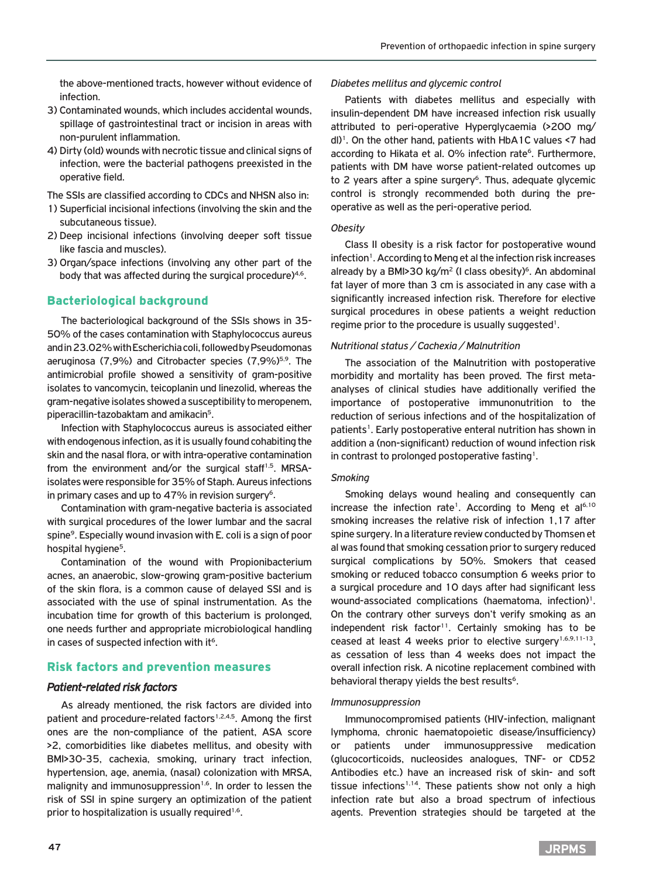the above-mentioned tracts, however without evidence of infection.

3) Contaminated wounds, which includes accidental wounds, spillage of gastrointestinal tract or incision in areas with non-purulent inflammation.
4) Dirty (old) wounds with necrotic tissue and clinical signs of infection, were the bacterial pathogens preexisted in the operative field.

The SSIs are classified according to CDCs and NHSN also in:

1) Superficial incisional infections (involving the skin and the subcutaneous tissue).
2) Deep incisional infections (involving deeper soft tissue like fascia and muscles).
3) Organ/space infections (involving any other part of the body that was affected during the surgical procedure)[4,6].

## Bacteriological background

The bacteriological background of the SSIs shows in 35-50% of the cases contamination with Staphylococcus aureus and in 23.02% with Escherichia coli, followed by Pseudomonas aeruginosa (7,9%) and Citrobacter species (7,9%)[5,9]. The antimicrobial profile showed a sensitivity of gram-positive isolates to vancomycin, teicoplanin und linezolid, whereas the gram-negative isolates showed a susceptibility to meropenem, piperacillin-tazobaktam and amikacin[5].

Infection with Staphylococcus aureus is associated either with endogenous infection, as it is usually found cohabiting the skin and the nasal flora, or with intra-operative contamination from the environment and/or the surgical staff[1,5]. MRSA-isolates were responsible for 35% of Staph. Aureus infections in primary cases and up to 47% in revision surgery[6].

Contamination with gram-negative bacteria is associated with surgical procedures of the lower lumbar and the sacral spine[9]. Especially wound invasion with E. coli is a sign of poor hospital hygiene[5].

Contamination of the wound with Propionibacterium acnes, an anaerobic, slow-growing gram-positive bacterium of the skin flora, is a common cause of delayed SSI and is associated with the use of spinal instrumentation. As the incubation time for growth of this bacterium is prolonged, one needs further and appropriate microbiological handling in cases of suspected infection with it[6].

## Risk factors and prevention measures

### Patient-related risk factors

As already mentioned, the risk factors are divided into patient and procedure-related factors[1,2,4,5]. Among the first ones are the non-compliance of the patient, ASA score >2, comorbidities like diabetes mellitus, and obesity with BMI>30-35, cachexia, smoking, urinary tract infection, hypertension, age, anemia, (nasal) colonization with MRSA, malignity and immunosuppression[1,6]. In order to lessen the risk of SSI in spine surgery an optimization of the patient prior to hospitalization is usually required[1,6].

#### *Diabetes mellitus and glycemic control*

Patients with diabetes mellitus and especially with insulin-dependent DM have increased infection risk usually attributed to peri-operative Hyperglycaemia (>200 mg/dl)[1]. On the other hand, patients with HbA1C values <7 had according to Hikata et al. 0% infection rate[6]. Furthermore, patients with DM have worse patient-related outcomes up to 2 years after a spine surgery[6]. Thus, adequate glycemic control is strongly recommended both during the pre-operative as well as the peri-operative period.

#### *Obesity*

Class II obesity is a risk factor for postoperative wound infection[1]. According to Meng et al the infection risk increases already by a BMI>30 kg/m$^2$ (I class obesity)[6]. An abdominal fat layer of more than 3 cm is associated in any case with a significantly increased infection risk. Therefore for elective surgical procedures in obese patients a weight reduction regime prior to the procedure is usually suggested[1].

#### *Nutritional status / Cachexia / Malnutrition*

The association of the Malnutrition with postoperative morbidity and mortality has been proved. The first meta-analyses of clinical studies have additionally verified the importance of postoperative immunonutrition to the reduction of serious infections and of the hospitalization of patients[1]. Early postoperative enteral nutrition has shown in addition a (non-significant) reduction of wound infection risk in contrast to prolonged postoperative fasting[1].

#### *Smoking*

Smoking delays wound healing and consequently can increase the infection rate[1]. According to Meng et al[6,10] smoking increases the relative risk of infection 1,17 after spine surgery. In a literature review conducted by Thomsen et al was found that smoking cessation prior to surgery reduced surgical complications by 50%. Smokers that ceased smoking or reduced tobacco consumption 6 weeks prior to a surgical procedure and 10 days after had significant less wound-associated complications (haematoma, infection)[1]. On the contrary other surveys don't verify smoking as an independent risk factor[11]. Certainly smoking has to be ceased at least 4 weeks prior to elective surgery[1,6,9,11-13], as cessation of less than 4 weeks does not impact the overall infection risk. A nicotine replacement combined with behavioral therapy yields the best results[6].

#### *Immunosuppression*

Immunocompromised patients (HIV-infection, malignant lymphoma, chronic haematopoietic disease/insufficiency) or patients under immunosuppressive medication (glucocorticoids, nucleosides analogues, TNF- or CD52 Antibodies etc.) have an increased risk of skin- and soft tissue infections[1,14]. These patients show not only a high infection rate but also a broad spectrum of infectious agents. Prevention strategies should be targeted at the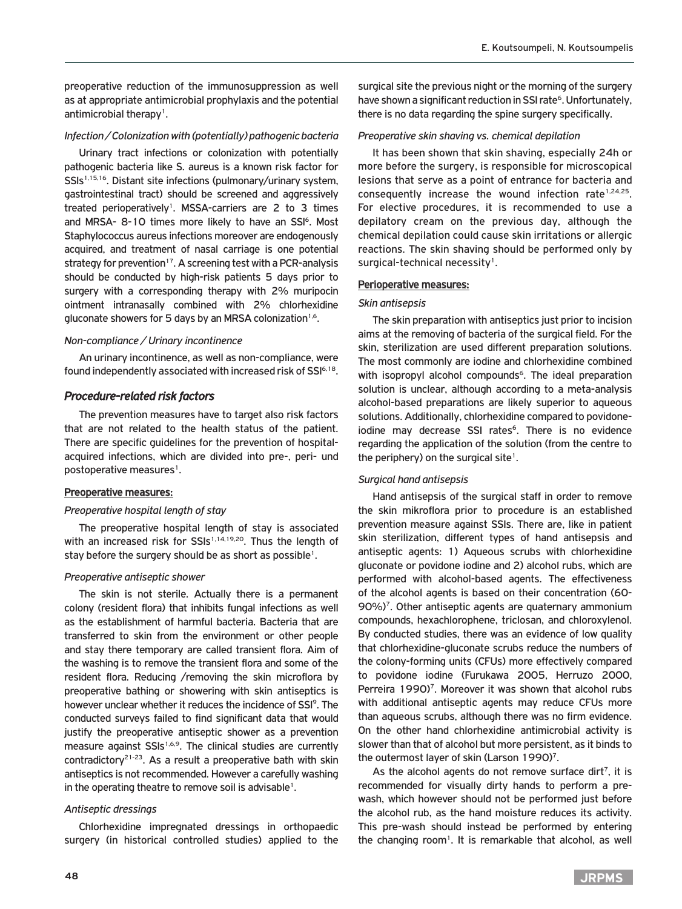preoperative reduction of the immunosuppression as well as at appropriate antimicrobial prophylaxis and the potential antimicrobial therapy[1].

*Infection / Colonization with (potentially) pathogenic bacteria*

Urinary tract infections or colonization with potentially pathogenic bacteria like S. aureus is a known risk factor for SSIs[1,15,16]. Distant site infections (pulmonary/urinary system, gastrointestinal tract) should be screened and aggressively treated perioperatively[1]. MSSA-carriers are 2 to 3 times and MRSA- 8-10 times more likely to have an SSI[6]. Most Staphylococcus aureus infections moreover are endogenously acquired, and treatment of nasal carriage is one potential strategy for prevention[17]. A screening test with a PCR-analysis should be conducted by high-risk patients 5 days prior to surgery with a corresponding therapy with 2% muripocin ointment intranasally combined with 2% chlorhexidine gluconate showers for 5 days by an MRSA colonization[1,6].

*Non-compliance / Urinary incontinence*

An urinary incontinence, as well as non-compliance, were found independently associated with increased risk of SSI[6,18].

## *Procedure-related risk factors*

The prevention measures have to target also risk factors that are not related to the health status of the patient. There are specific guidelines for the prevention of hospital-acquired infections, which are divided into pre-, peri- und postoperative measures[1].

### Preoperative measures:

*Preoperative hospital length of stay*

The preoperative hospital length of stay is associated with an increased risk for SSIs[1,14,19,20]. Thus the length of stay before the surgery should be as short as possible[1].

*Preoperative antiseptic shower*

The skin is not sterile. Actually there is a permanent colony (resident flora) that inhibits fungal infections as well as the establishment of harmful bacteria. Bacteria that are transferred to skin from the environment or other people and stay there temporary are called transient flora. Aim of the washing is to remove the transient flora and some of the resident flora. Reducing /removing the skin microflora by preoperative bathing or showering with skin antiseptics is however unclear whether it reduces the incidence of SSI[9]. The conducted surveys failed to find significant data that would justify the preoperative antiseptic shower as a prevention measure against SSIs[1,6,9]. The clinical studies are currently contradictory[21-23]. As a result a preoperative bath with skin antiseptics is not recommended. However a carefully washing in the operating theatre to remove soil is advisable[1].

*Antiseptic dressings*

Chlorhexidine impregnated dressings in orthopaedic surgery (in historical controlled studies) applied to the surgical site the previous night or the morning of the surgery have shown a significant reduction in SSI rate[6]. Unfortunately, there is no data regarding the spine surgery specifically.

*Preoperative skin shaving vs. chemical depilation*

It has been shown that skin shaving, especially 24h or more before the surgery, is responsible for microscopical lesions that serve as a point of entrance for bacteria and consequently increase the wound infection rate[1,24,25]. For elective procedures, it is recommended to use a depilatory cream on the previous day, although the chemical depilation could cause skin irritations or allergic reactions. The skin shaving should be performed only by surgical-technical necessity[1].

### Perioperative measures:

*Skin antisepsis*

The skin preparation with antiseptics just prior to incision aims at the removing of bacteria of the surgical field. For the skin, sterilization are used different preparation solutions. The most commonly are iodine and chlorhexidine combined with isopropyl alcohol compounds[6]. The ideal preparation solution is unclear, although according to a meta-analysis alcohol-based preparations are likely superior to aqueous solutions. Additionally, chlorhexidine compared to povidone-iodine may decrease SSI rates[6]. There is no evidence regarding the application of the solution (from the centre to the periphery) on the surgical site[1].

*Surgical hand antisepsis*

Hand antisepsis of the surgical staff in order to remove the skin mikroflora prior to procedure is an established prevention measure against SSIs. There are, like in patient skin sterilization, different types of hand antisepsis and antiseptic agents: 1) Aqueous scrubs with chlorhexidine gluconate or povidone iodine and 2) alcohol rubs, which are performed with alcohol-based agents. The effectiveness of the alcohol agents is based on their concentration (60-90%)[7]. Other antiseptic agents are quaternary ammonium compounds, hexachlorophene, triclosan, and chloroxylenol. By conducted studies, there was an evidence of low quality that chlorhexidine-gluconate scrubs reduce the numbers of the colony-forming units (CFUs) more effectively compared to povidone iodine (Furukawa 2005, Herruzo 2000, Perreira 1990)[7]. Moreover it was shown that alcohol rubs with additional antiseptic agents may reduce CFUs more than aqueous scrubs, although there was no firm evidence. On the other hand chlorhexidine antimicrobial activity is slower than that of alcohol but more persistent, as it binds to the outermost layer of skin (Larson 1990)[7].

As the alcohol agents do not remove surface dirt[7], it is recommended for visually dirty hands to perform a pre-wash, which however should not be performed just before the alcohol rub, as the hand moisture reduces its activity. This pre-wash should instead be performed by entering the changing room[1]. It is remarkable that alcohol, as well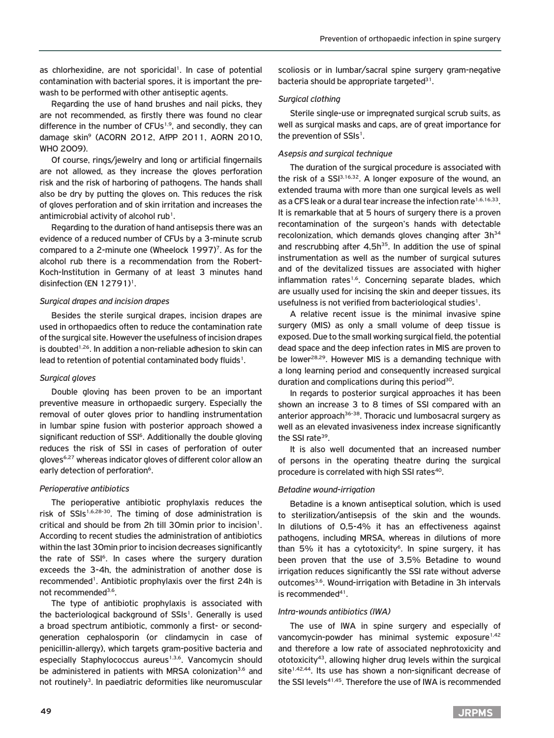as chlorhexidine, are not sporicidal[1]. In case of potential contamination with bacterial spores, it is important the pre-wash to be performed with other antiseptic agents.

Regarding the use of hand brushes and nail picks, they are not recommended, as firstly there was found no clear difference in the number of CFUs[1,9], and secondly, they can damage skin[9] (ACORN 2012, AfPP 2011, AORN 2010, WHO 2009).

Of course, rings/jewelry and long or artificial fingernails are not allowed, as they increase the gloves perforation risk and the risk of harboring of pathogens. The hands shall also be dry by putting the gloves on. This reduces the risk of gloves perforation and of skin irritation and increases the antimicrobial activity of alcohol rub[1].

Regarding to the duration of hand antisepsis there was an evidence of a reduced number of CFUs by a 3-minute scrub compared to a 2-minute one (Wheelock 1997)[7]. As for the alcohol rub there is a recommendation from the Robert-Koch-Institution in Germany of at least 3 minutes hand disinfection (EN 12791)[1].

*Surgical drapes and incision drapes*

Besides the sterile surgical drapes, incision drapes are used in orthopaedics often to reduce the contamination rate of the surgical site. However the usefulness of incision drapes is doubted[1,26]. In addition a non-reliable adhesion to skin can lead to retention of potential contaminated body fluids[1].

*Surgical gloves*

Double gloving has been proven to be an important preventive measure in orthopaedic surgery. Especially the removal of outer gloves prior to handling instrumentation in lumbar spine fusion with posterior approach showed a significant reduction of SSI[6]. Additionally the double gloving reduces the risk of SSI in cases of perforation of outer gloves[6,27] whereas indicator gloves of different color allow an early detection of perforation[6].

*Perioperative antibiotics*

The perioperative antibiotic prophylaxis reduces the risk of SSIs[1,6,28-30]. The timing of dose administration is critical and should be from 2h till 30min prior to incision[1]. According to recent studies the administration of antibiotics within the last 30min prior to incision decreases significantly the rate of SSI[6]. In cases where the surgery duration exceeds the 3-4h, the administration of another dose is recommended[1]. Antibiotic prophylaxis over the first 24h is not recommended[3,6].

The type of antibiotic prophylaxis is associated with the bacteriological background of SSIs[1]. Generally is used a broad spectrum antibiotic, commonly a first- or second-generation cephalosporin (or clindamycin in case of penicillin-allergy), which targets gram-positive bacteria and especially Staphylococcus aureus[1,3,6]. Vancomycin should be administered in patients with MRSA colonization[3,6] and not routinely[3]. In paediatric deformities like neuromuscular scoliosis or in lumbar/sacral spine surgery gram-negative bacteria should be appropriate targeted[31].

*Surgical clothing*

Sterile single-use or impregnated surgical scrub suits, as well as surgical masks and caps, are of great importance for the prevention of SSIs[1].

*Asepsis and surgical technique*

The duration of the surgical procedure is associated with the risk of a SSI[3,16,32]. A longer exposure of the wound, an extended trauma with more than one surgical levels as well as a CFS leak or a dural tear increase the infection rate[1,6,16,33]. It is remarkable that at 5 hours of surgery there is a proven recontamination of the surgeon's hands with detectable recolonization, which demands gloves changing after 3h[34] and rescrubbing after 4,5h[35]. In addition the use of spinal instrumentation as well as the number of surgical sutures and of the devitalized tissues are associated with higher inflammation rates[1,6]. Concerning separate blades, which are usually used for incising the skin and deeper tissues, its usefulness is not verified from bacteriological studies[1].

A relative recent issue is the minimal invasive spine surgery (MIS) as only a small volume of deep tissue is exposed. Due to the small working surgical field, the potential dead space and the deep infection rates in MIS are proven to be lower[28,29]. However MIS is a demanding technique with a long learning period and consequently increased surgical duration and complications during this period[30].

In regards to posterior surgical approaches it has been shown an increase 3 to 8 times of SSI compared with an anterior approach[36-38]. Thoracic und lumbosacral surgery as well as an elevated invasiveness index increase significantly the SSI rate[39].

It is also well documented that an increased number of persons in the operating theatre during the surgical procedure is correlated with high SSI rates[40].

*Betadine wound-irrigation*

Betadine is a known antiseptical solution, which is used to sterilization/antisepsis of the skin and the wounds. In dilutions of 0,5-4% it has an effectiveness against pathogens, including MRSA, whereas in dilutions of more than 5% it has a cytotoxicity[6]. In spine surgery, it has been proven that the use of 3,5% Betadine to wound irrigation reduces significantly the SSI rate without adverse outcomes[3,6]. Wound-irrigation with Betadine in 3h intervals is recommended[41].

*Intra-wounds antibiotics (IWA)*

The use of IWA in spine surgery and especially of vancomycin-powder has minimal systemic exposure[1,42] and therefore a low rate of associated nephrotoxicity and ototoxicity[43], allowing higher drug levels within the surgical site[1,42,44]. Its use has shown a non-significant decrease of the SSI levels[41,45]. Therefore the use of IWA is recommended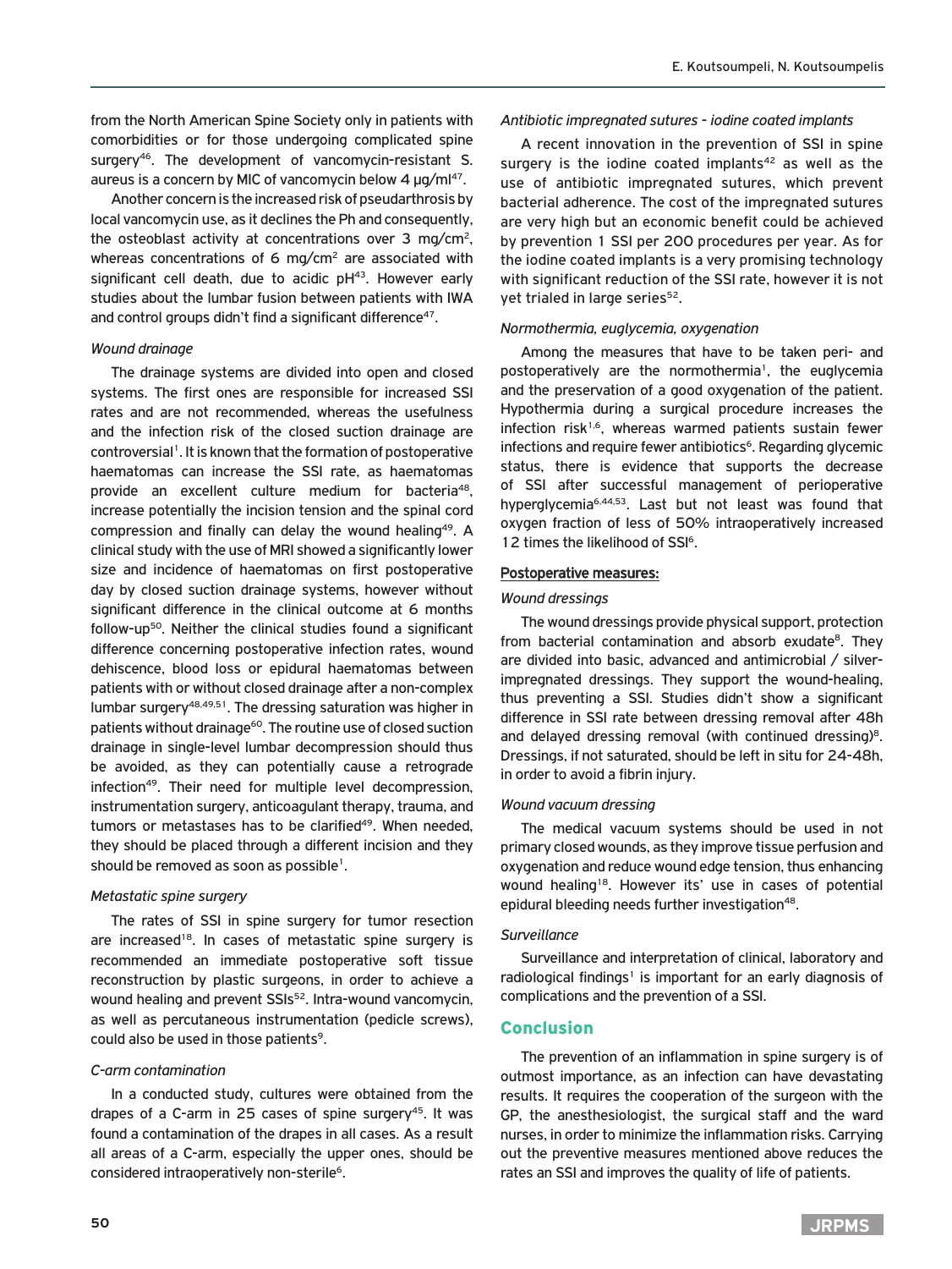from the North American Spine Society only in patients with comorbidities or for those undergoing complicated spine surgery[46]. The development of vancomycin-resistant S. aureus is a concern by MIC of vancomycin below 4 μg/ml[47].

Another concern is the increased risk of pseudarthrosis by local vancomycin use, as it declines the Ph and consequently, the osteoblast activity at concentrations over 3 mg/cm$^2$, whereas concentrations of 6 mg/cm$^2$ are associated with significant cell death, due to acidic pH[43]. However early studies about the lumbar fusion between patients with IWA and control groups didn't find a significant difference[47].

*Wound drainage*

The drainage systems are divided into open and closed systems. The first ones are responsible for increased SSI rates and are not recommended, whereas the usefulness and the infection risk of the closed suction drainage are controversial[1]. It is known that the formation of postoperative haematomas can increase the SSI rate, as haematomas provide an excellent culture medium for bacteria[48], increase potentially the incision tension and the spinal cord compression and finally can delay the wound healing[49]. A clinical study with the use of MRI showed a significantly lower size and incidence of haematomas on first postoperative day by closed suction drainage systems, however without significant difference in the clinical outcome at 6 months follow-up[50]. Neither the clinical studies found a significant difference concerning postoperative infection rates, wound dehiscence, blood loss or epidural haematomas between patients with or without closed drainage after a non-complex lumbar surgery[48,49,51]. The dressing saturation was higher in patients without drainage[60]. The routine use of closed suction drainage in single-level lumbar decompression should thus be avoided, as they can potentially cause a retrograde infection[49]. Their need for multiple level decompression, instrumentation surgery, anticoagulant therapy, trauma, and tumors or metastases has to be clarified[49]. When needed, they should be placed through a different incision and they should be removed as soon as possible[1].

*Metastatic spine surgery*

The rates of SSI in spine surgery for tumor resection are increased[18]. In cases of metastatic spine surgery is recommended an immediate postoperative soft tissue reconstruction by plastic surgeons, in order to achieve a wound healing and prevent SSIs[52]. Intra-wound vancomycin, as well as percutaneous instrumentation (pedicle screws), could also be used in those patients[9].

*C-arm contamination*

In a conducted study, cultures were obtained from the drapes of a C-arm in 25 cases of spine surgery[45]. It was found a contamination of the drapes in all cases. As a result all areas of a C-arm, especially the upper ones, should be considered intraoperatively non-sterile[6].

*Antibiotic impregnated sutures - iodine coated implants*

A recent innovation in the prevention of SSI in spine surgery is the iodine coated implants[42] as well as the use of antibiotic impregnated sutures, which prevent bacterial adherence. The cost of the impregnated sutures are very high but an economic benefit could be achieved by prevention 1 SSI per 200 procedures per year. As for the iodine coated implants is a very promising technology with significant reduction of the SSI rate, however it is not yet trialed in large series[52].

*Normothermia, euglycemia, oxygenation*

Among the measures that have to be taken peri- and postoperatively are the normothermia[1], the euglycemia and the preservation of a good oxygenation of the patient. Hypothermia during a surgical procedure increases the infection risk[1,6], whereas warmed patients sustain fewer infections and require fewer antibiotics[6]. Regarding glycemic status, there is evidence that supports the decrease of SSI after successful management of perioperative hyperglycemia[6,44,53]. Last but not least was found that oxygen fraction of less of 50% intraoperatively increased 12 times the likelihood of SSI[6].

<u>**Postoperative measures:**</u>

*Wound dressings*

The wound dressings provide physical support, protection from bacterial contamination and absorb exudate[8]. They are divided into basic, advanced and antimicrobial / silver-impregnated dressings. They support the wound-healing, thus preventing a SSI. Studies didn't show a significant difference in SSI rate between dressing removal after 48h and delayed dressing removal (with continued dressing)[8]. Dressings, if not saturated, should be left in situ for 24-48h, in order to avoid a fibrin injury.

*Wound vacuum dressing*

The medical vacuum systems should be used in not primary closed wounds, as they improve tissue perfusion and oxygenation and reduce wound edge tension, thus enhancing wound healing[18]. However its' use in cases of potential epidural bleeding needs further investigation[48].

*Surveillance*

Surveillance and interpretation of clinical, laboratory and radiological findings[1] is important for an early diagnosis of complications and the prevention of a SSI.

## Conclusion

The prevention of an inflammation in spine surgery is of outmost importance, as an infection can have devastating results. It requires the cooperation of the surgeon with the GP, the anesthesiologist, the surgical staff and the ward nurses, in order to minimize the inflammation risks. Carrying out the preventive measures mentioned above reduces the rates an SSI and improves the quality of life of patients.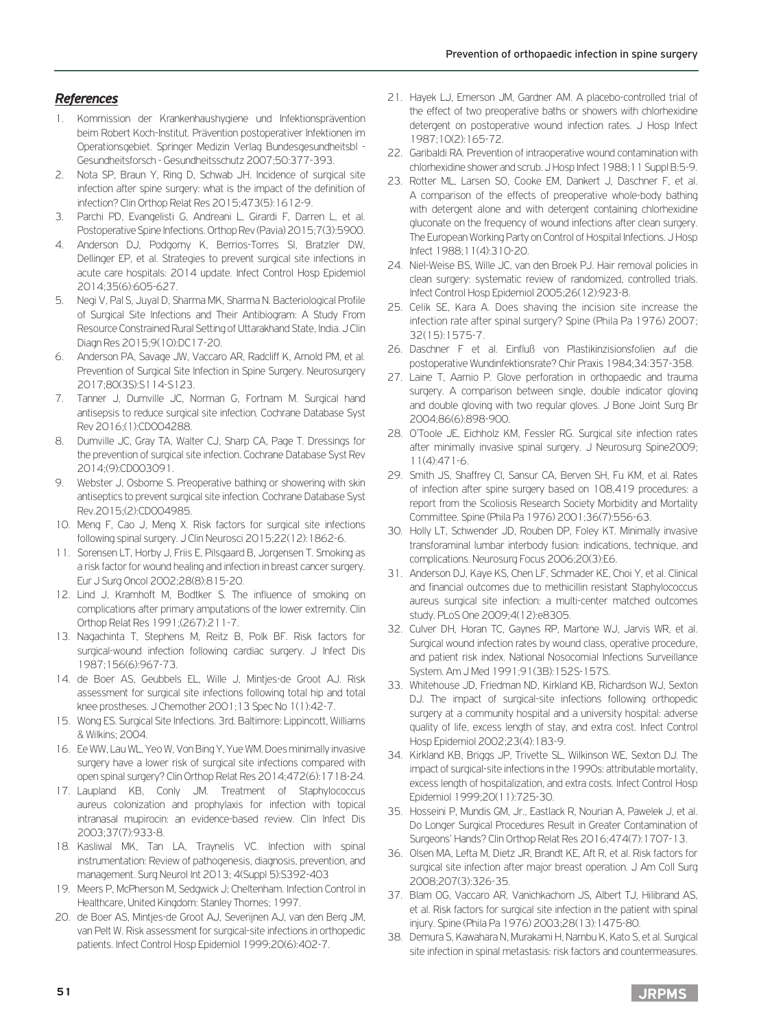## *References*

1. Kommission der Krankenhaushygiene und Infektionsprävention beim Robert Koch-Institut. Prävention postoperativer Infektionen im Operationsgebiet. Springer Medizin Verlag Bundesgesundheitsbl - Gesundheitsforsch - Gesundheitsschutz 2007;50:377-393.
2. Nota SP, Braun Y, Ring D, Schwab JH. Incidence of surgical site infection after spine surgery: what is the impact of the definition of infection? Clin Orthop Relat Res 2015;473(5):1612-9.
3. Parchi PD, Evangelisti G, Andreani L, Girardi F, Darren L, et al. Postoperative Spine Infections. Orthop Rev (Pavia) 2015;7(3):5900.
4. Anderson DJ, Podgorny K, Berrios-Torres SI, Bratzler DW, Dellinger EP, et al. Strategies to prevent surgical site infections in acute care hospitals: 2014 update. Infect Control Hosp Epidemiol 2014;35(6):605-627.
5. Negi V, Pal S, Juyal D, Sharma MK, Sharma N. Bacteriological Profile of Surgical Site Infections and Their Antibiogram: A Study From Resource Constrained Rural Setting of Uttarakhand State, India. J Clin Diagn Res 2015;9(10):DC17-20.
6. Anderson PA, Savage JW, Vaccaro AR, Radcliff K, Arnold PM, et al. Prevention of Surgical Site Infection in Spine Surgery. Neurosurgery 2017;80(3S):S114-S123.
7. Tanner J, Dumville JC, Norman G, Fortnam M. Surgical hand antisepsis to reduce surgical site infection. Cochrane Database Syst Rev 2016;(1):CD004288.
8. Dumville JC, Gray TA, Walter CJ, Sharp CA, Page T. Dressings for the prevention of surgical site infection. Cochrane Database Syst Rev 2014;(9):CD003091.
9. Webster J, Osborne S. Preoperative bathing or showering with skin antiseptics to prevent surgical site infection. Cochrane Database Syst Rev.2015;(2):CD004985.
10. Meng F, Cao J, Meng X. Risk factors for surgical site infections following spinal surgery. J Clin Neurosci 2015;22(12):1862-6.
11. Sorensen LT, Horby J, Friis E, Pilsgaard B, Jorgensen T. Smoking as a risk factor for wound healing and infection in breast cancer surgery. Eur J Surg Oncol 2002;28(8):815-20.
12. Lind J, Kramhoft M, Bodtker S. The influence of smoking on complications after primary amputations of the lower extremity. Clin Orthop Relat Res 1991;(267):211-7.
13. Nagachinta T, Stephens M, Reitz B, Polk BF. Risk factors for surgical-wound infection following cardiac surgery. J Infect Dis 1987;156(6):967-73.
14. de Boer AS, Geubbels EL, Wille J, Mintjes-de Groot AJ. Risk assessment for surgical site infections following total hip and total knee prostheses. J Chemother 2001;13 Spec No 1(1):42-7.
15. Wong ES. Surgical Site Infections. 3rd. Baltimore: Lippincott, Williams & Wilkins; 2004.
16. Ee WW, Lau WL, Yeo W, Von Bing Y, Yue WM. Does minimally invasive surgery have a lower risk of surgical site infections compared with open spinal surgery? Clin Orthop Relat Res 2014;472(6):1718-24.
17. Laupland KB, Conly JM. Treatment of Staphylococcus aureus colonization and prophylaxis for infection with topical intranasal mupirocin: an evidence-based review. Clin Infect Dis 2003;37(7):933-8.
18. Kasliwal MK, Tan LA, Traynelis VC. Infection with spinal instrumentation: Review of pathogenesis, diagnosis, prevention, and management. Surg Neurol Int 2013; 4(Suppl 5):S392-403
19. Meers P, McPherson M, Sedgwick J; Cheltenham. Infection Control in Healthcare, United Kingdom: Stanley Thornes; 1997.
20. de Boer AS, Mintjes-de Groot AJ, Severijnen AJ, van den Berg JM, van Pelt W. Risk assessment for surgical-site infections in orthopedic patients. Infect Control Hosp Epidemiol 1999;20(6):402-7.
21. Hayek LJ, Emerson JM, Gardner AM. A placebo-controlled trial of the effect of two preoperative baths or showers with chlorhexidine detergent on postoperative wound infection rates. J Hosp Infect 1987;10(2):165-72.
22. Garibaldi RA. Prevention of intraoperative wound contamination with chlorhexidine shower and scrub. J Hosp Infect 1988;11 Suppl B:5-9.
23. Rotter ML, Larsen SO, Cooke EM, Dankert J, Daschner F, et al. A comparison of the effects of preoperative whole-body bathing with detergent alone and with detergent containing chlorhexidine gluconate on the frequency of wound infections after clean surgery. The European Working Party on Control of Hospital Infections. J Hosp Infect 1988;11(4):310-20.
24. Niel-Weise BS, Wille JC, van den Broek PJ. Hair removal policies in clean surgery: systematic review of randomized, controlled trials. Infect Control Hosp Epidemiol 2005;26(12):923-8.
25. Celik SE, Kara A. Does shaving the incision site increase the infection rate after spinal surgery? Spine (Phila Pa 1976) 2007; 32(15):1575-7.
26. Daschner F et al. Einfluß von Plastikinzisionsfolien auf die postoperative Wundinfektionsrate? Chir Praxis 1984;34:357-358.
27. Laine T, Aarnio P. Glove perforation in orthopaedic and trauma surgery. A comparison between single, double indicator gloving and double gloving with two regular gloves. J Bone Joint Surg Br 2004;86(6):898-900.
28. O'Toole JE, Eichholz KM, Fessler RG. Surgical site infection rates after minimally invasive spinal surgery. J Neurosurg Spine2009; 11(4):471-6.
29. Smith JS, Shaffrey CI, Sansur CA, Berven SH, Fu KM, et al. Rates of infection after spine surgery based on 108,419 procedures: a report from the Scoliosis Research Society Morbidity and Mortality Committee. Spine (Phila Pa 1976) 2001;36(7):556-63.
30. Holly LT, Schwender JD, Rouben DP, Foley KT. Minimally invasive transforaminal lumbar interbody fusion: indications, technique, and complications. Neurosurg Focus 2006;20(3):E6.
31. Anderson DJ, Kaye KS, Chen LF, Schmader KE, Choi Y, et al. Clinical and financial outcomes due to methicillin resistant Staphylococcus aureus surgical site infection: a multi-center matched outcomes study. PLoS One 2009;4(12):e8305.
32. Culver DH, Horan TC, Gaynes RP, Martone WJ, Jarvis WR, et al. Surgical wound infection rates by wound class, operative procedure, and patient risk index. National Nosocomial Infections Surveillance System. Am J Med 1991;91(3B):152S-157S.
33. Whitehouse JD, Friedman ND, Kirkland KB, Richardson WJ, Sexton DJ. The impact of surgical-site infections following orthopedic surgery at a community hospital and a university hospital: adverse quality of life, excess length of stay, and extra cost. Infect Control Hosp Epidemiol 2002;23(4):183-9.
34. Kirkland KB, Briggs JP, Trivette SL, Wilkinson WE, Sexton DJ. The impact of surgical-site infections in the 1990s: attributable mortality, excess length of hospitalization, and extra costs. Infect Control Hosp Epidemiol 1999;20(11):725-30.
35. Hosseini P, Mundis GM, Jr., Eastlack R, Nourian A, Pawelek J, et al. Do Longer Surgical Procedures Result in Greater Contamination of Surgeons' Hands? Clin Orthop Relat Res 2016;474(7):1707-13.
36. Olsen MA, Lefta M, Dietz JR, Brandt KE, Aft R, et al. Risk factors for surgical site infection after major breast operation. J Am Coll Surg 2008;207(3):326-35.
37. Blam OG, Vaccaro AR, Vanichkachorn JS, Albert TJ, Hilibrand AS, et al. Risk factors for surgical site infection in the patient with spinal injury. Spine (Phila Pa 1976) 2003;28(13):1475-80.
38. Demura S, Kawahara N, Murakami H, Nambu K, Kato S, et al. Surgical site infection in spinal metastasis: risk factors and countermeasures.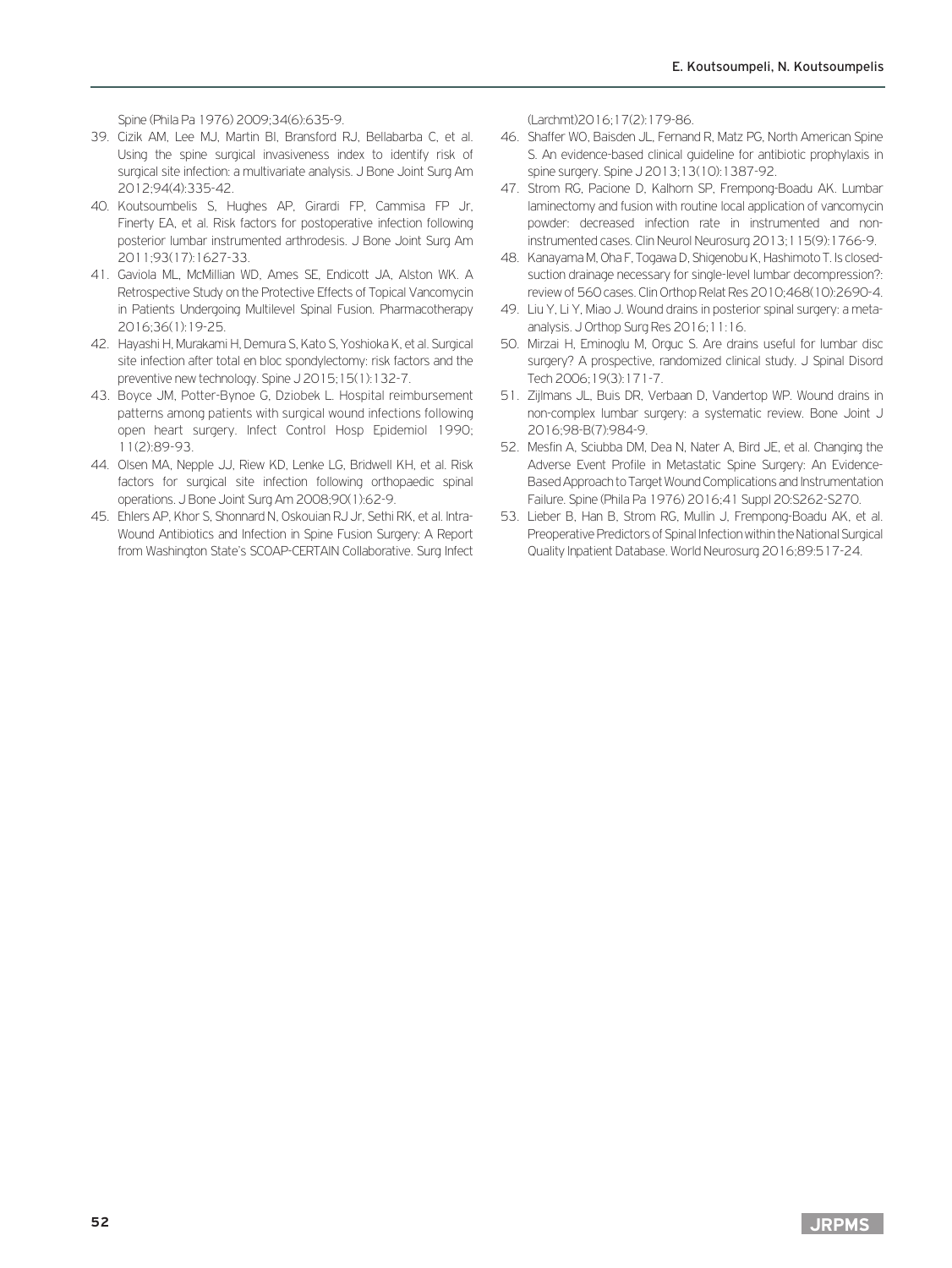Spine (Phila Pa 1976) 2009;34(6):635-9.

39. Cizik AM, Lee MJ, Martin BI, Bransford RJ, Bellabarba C, et al. Using the spine surgical invasiveness index to identify risk of surgical site infection: a multivariate analysis. J Bone Joint Surg Am 2012;94(4):335-42.
40. Koutsoumbelis S, Hughes AP, Girardi FP, Cammisa FP Jr, Finerty EA, et al. Risk factors for postoperative infection following posterior lumbar instrumented arthrodesis. J Bone Joint Surg Am 2011;93(17):1627-33.
41. Gaviola ML, McMillian WD, Ames SE, Endicott JA, Alston WK. A Retrospective Study on the Protective Effects of Topical Vancomycin in Patients Undergoing Multilevel Spinal Fusion. Pharmacotherapy 2016;36(1):19-25.
42. Hayashi H, Murakami H, Demura S, Kato S, Yoshioka K, et al. Surgical site infection after total en bloc spondylectomy: risk factors and the preventive new technology. Spine J 2015;15(1):132-7.
43. Boyce JM, Potter-Bynoe G, Dziobek L. Hospital reimbursement patterns among patients with surgical wound infections following open heart surgery. Infect Control Hosp Epidemiol 1990; 11(2):89-93.
44. Olsen MA, Nepple JJ, Riew KD, Lenke LG, Bridwell KH, et al. Risk factors for surgical site infection following orthopaedic spinal operations. J Bone Joint Surg Am 2008;90(1):62-9.
45. Ehlers AP, Khor S, Shonnard N, Oskouian RJ Jr, Sethi RK, et al. Intra-Wound Antibiotics and Infection in Spine Fusion Surgery: A Report from Washington State's SCOAP-CERTAIN Collaborative. Surg Infect (Larchmt)2016;17(2):179-86.
46. Shaffer WO, Baisden JL, Fernand R, Matz PG, North American Spine S. An evidence-based clinical guideline for antibiotic prophylaxis in spine surgery. Spine J 2013;13(10):1387-92.
47. Strom RG, Pacione D, Kalhorn SP, Frempong-Boadu AK. Lumbar laminectomy and fusion with routine local application of vancomycin powder: decreased infection rate in instrumented and non-instrumented cases. Clin Neurol Neurosurg 2013;115(9):1766-9.
48. Kanayama M, Oha F, Togawa D, Shigenobu K, Hashimoto T. Is closed-suction drainage necessary for single-level lumbar decompression?: review of 560 cases. Clin Orthop Relat Res 2010;468(10):2690-4.
49. Liu Y, Li Y, Miao J. Wound drains in posterior spinal surgery: a meta-analysis. J Orthop Surg Res 2016;11:16.
50. Mirzai H, Eminoglu M, Orguc S. Are drains useful for lumbar disc surgery? A prospective, randomized clinical study. J Spinal Disord Tech 2006;19(3):171-7.
51. Zijlmans JL, Buis DR, Verbaan D, Vandertop WP. Wound drains in non-complex lumbar surgery: a systematic review. Bone Joint J 2016;98-B(7):984-9.
52. Mesfin A, Sciubba DM, Dea N, Nater A, Bird JE, et al. Changing the Adverse Event Profile in Metastatic Spine Surgery: An Evidence-Based Approach to Target Wound Complications and Instrumentation Failure. Spine (Phila Pa 1976) 2016;41 Suppl 20:S262-S270.
53. Lieber B, Han B, Strom RG, Mullin J, Frempong-Boadu AK, et al. Preoperative Predictors of Spinal Infection within the National Surgical Quality Inpatient Database. World Neurosurg 2016;89:517-24.